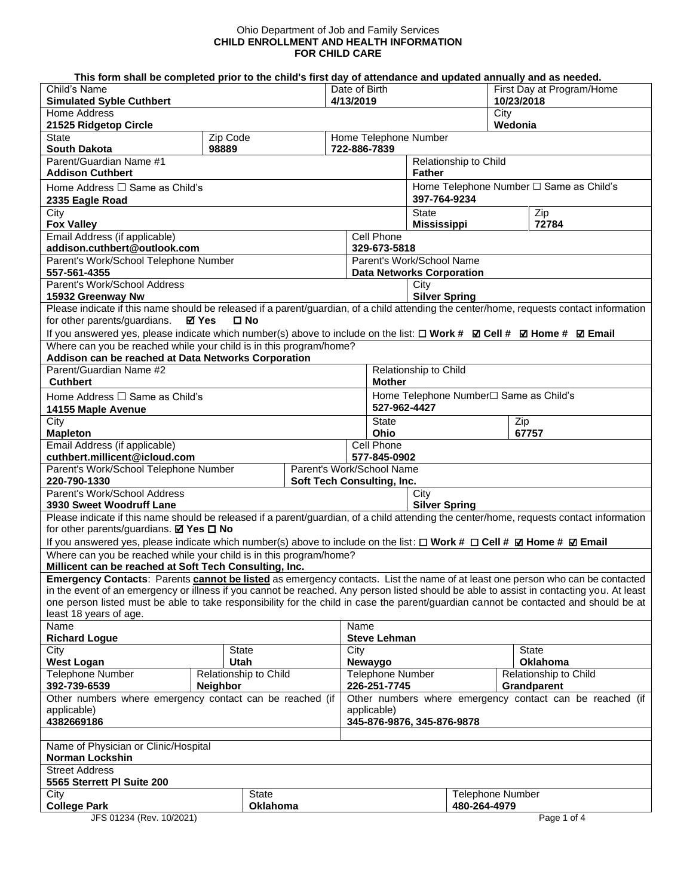Ohio Department of Job and Family Services

**CHILD ENROLLMENT AND HEALTH INFORMATION FOR CHILD CARE**

**This form shall be completed prior to the child's first day of attendance and updated annually and as needed.**

| Child's Name | Date of Birth | First Day at Program/Home |
|---|---|---|
| **Simulated Syble Cuthbert** | **4/13/2019** | **10/23/2018** |

| Home Address | City |
|---|---|
| **21525 Ridgetop Circle** | **Wedonia** |

| State | Zip Code | Home Telephone Number |
|---|---|---|
| **South Dakota** | **98889** | **722-886-7839** |

| Parent/Guardian Name #1 | Relationship to Child |
|---|---|
| **Addison Cuthbert** | **Father** |
| Home Address ☐ Same as Child's | Home Telephone Number ☐ Same as Child's |
| **2335 Eagle Road** | **397-764-9234** |

| City | State | Zip |
|---|---|---|
| **Fox Valley** | **Mississippi** | **72784** |

| Email Address (if applicable) | Cell Phone |
|---|---|
| **addison.cuthbert@outlook.com** | **329-673-5818** |
| Parent's Work/School Telephone Number | Parent's Work/School Name |
| **557-561-4355** | **Data Networks Corporation** |
| Parent's Work/School Address | City |
| **15932 Greenway Nw** | **Silver Spring** |

Please indicate if this name should be released if a parent/guardian, of a child attending the center/home, requests contact information for other parents/guardians. ☑ **Yes** ☐ **No**

If you answered yes, please indicate which number(s) above to include on the list: ☐ **Work #** ☑ **Cell #** ☑ **Home #** ☑ **Email**

Where can you be reached while your child is in this program/home?
**Addison can be reached at Data Networks Corporation**

| Parent/Guardian Name #2 | Relationship to Child |
|---|---|
| **Cuthbert** | **Mother** |
| Home Address ☐ Same as Child's | Home Telephone Number ☐ Same as Child's |
| **14155 Maple Avenue** | **527-962-4427** |

| City | State | Zip |
|---|---|---|
| **Mapleton** | **Ohio** | **67757** |

| Email Address (if applicable) | Cell Phone |
|---|---|
| **cuthbert.millicent@icloud.com** | **577-845-0902** |
| Parent's Work/School Telephone Number | Parent's Work/School Name |
| **220-790-1330** | **Soft Tech Consulting, Inc.** |
| Parent's Work/School Address | City |
| **3930 Sweet Woodruff Lane** | **Silver Spring** |

Please indicate if this name should be released if a parent/guardian, of a child attending the center/home, requests contact information for other parents/guardians. ☑ **Yes** ☐ **No**

If you answered yes, please indicate which number(s) above to include on the list: ☐ **Work #** ☐ **Cell #** ☑ **Home #** ☑ **Email**

Where can you be reached while your child is in this program/home?
**Millicent can be reached at Soft Tech Consulting, Inc.**

**Emergency Contacts**: Parents **cannot be listed** as emergency contacts. List the name of at least one person who can be contacted in the event of an emergency or illness if you cannot be reached. Any person listed should be able to assist in contacting you. At least one person listed must be able to take responsibility for the child in case the parent/guardian cannot be contacted and should be at least 18 years of age.

| Name | | Name | |
|---|---|---|---|
| **Richard Logue** | | **Steve Lehman** | |
| City | State | City | State |
| **West Logan** | **Utah** | **Newaygo** | **Oklahoma** |
| Telephone Number | Relationship to Child | Telephone Number | Relationship to Child |
| **392-739-6539** | **Neighbor** | **226-251-7745** | **Grandparent** |
| Other numbers where emergency contact can be reached (if applicable) | | Other numbers where emergency contact can be reached (if applicable) | |
| **4382669186** | | **345-876-9876, 345-876-9878** | |

| Name of Physician or Clinic/Hospital | | |
|---|---|---|
| **Norman Lockshin** | | |
| Street Address | | |
| **5565 Sterrett Pl Suite 200** | | |
| City | State | Telephone Number |
| **College Park** | **Oklahoma** | **480-264-4979** |

JFS 01234 (Rev. 10/2021)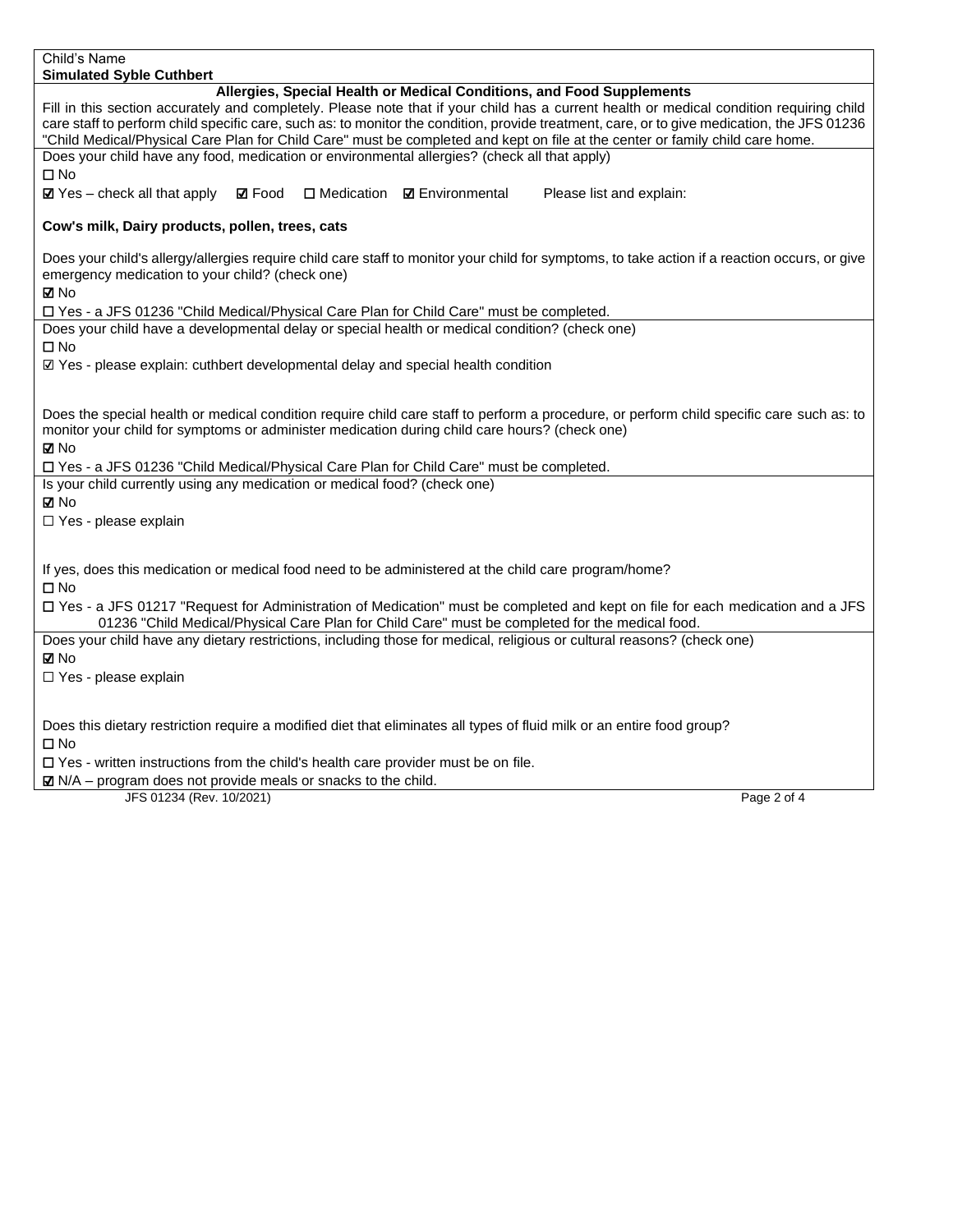Child's Name
**Simulated Syble Cuthbert**

**Allergies, Special Health or Medical Conditions, and Food Supplements**

Fill in this section accurately and completely. Please note that if your child has a current health or medical condition requiring child care staff to perform child specific care, such as: to monitor the condition, provide treatment, care, or to give medication, the JFS 01236 "Child Medical/Physical Care Plan for Child Care" must be completed and kept on file at the center or family child care home.

Does your child have any food, medication or environmental allergies? (check all that apply)

☐ No

☑ Yes – check all that apply ☑ Food ☐ Medication ☑ Environmental Please list and explain:

**Cow's milk, Dairy products, pollen, trees, cats**

Does your child's allergy/allergies require child care staff to monitor your child for symptoms, to take action if a reaction occurs, or give emergency medication to your child? (check one)

☑ No

☐ Yes - a JFS 01236 "Child Medical/Physical Care Plan for Child Care" must be completed.

Does your child have a developmental delay or special health or medical condition? (check one)

☐ No

☑ Yes - please explain: cuthbert developmental delay and special health condition

Does the special health or medical condition require child care staff to perform a procedure, or perform child specific care such as: to monitor your child for symptoms or administer medication during child care hours? (check one)

☑ No

☐ Yes - a JFS 01236 "Child Medical/Physical Care Plan for Child Care" must be completed.

Is your child currently using any medication or medical food? (check one)

☑ No

☐ Yes - please explain

If yes, does this medication or medical food need to be administered at the child care program/home?

☐ No

☐ Yes - a JFS 01217 "Request for Administration of Medication" must be completed and kept on file for each medication and a JFS 01236 "Child Medical/Physical Care Plan for Child Care" must be completed for the medical food.

Does your child have any dietary restrictions, including those for medical, religious or cultural reasons? (check one)

☑ No

☐ Yes - please explain

Does this dietary restriction require a modified diet that eliminates all types of fluid milk or an entire food group?

☐ No

☐ Yes - written instructions from the child's health care provider must be on file.

☑ N/A – program does not provide meals or snacks to the child.

JFS 01234 (Rev. 10/2021)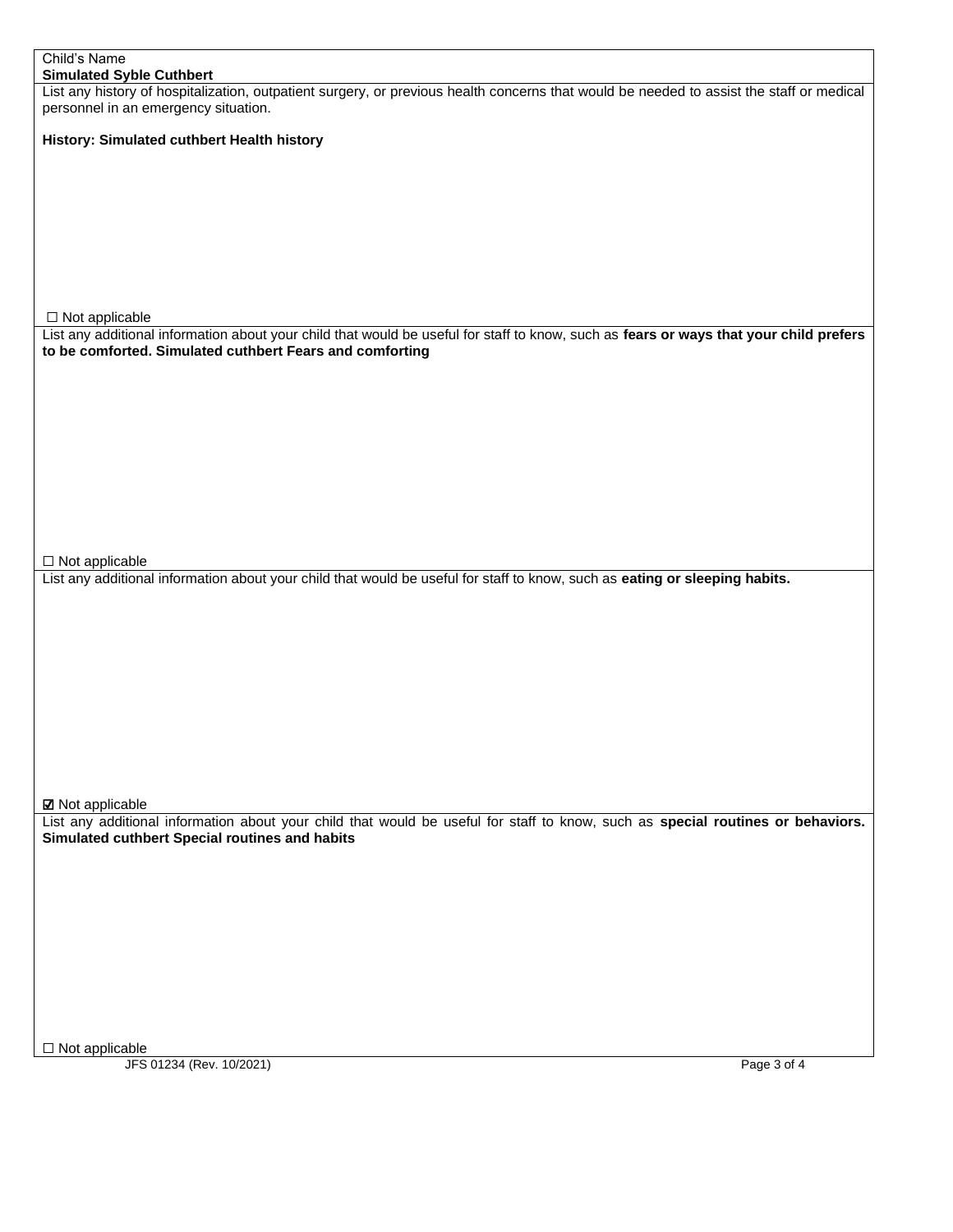Child's Name
**Simulated Syble Cuthbert**

List any history of hospitalization, outpatient surgery, or previous health concerns that would be needed to assist the staff or medical personnel in an emergency situation.

**History: Simulated cuthbert Health history**

☐ Not applicable

List any additional information about your child that would be useful for staff to know, such as **fears or ways that your child prefers to be comforted. Simulated cuthbert Fears and comforting**

☐ Not applicable

List any additional information about your child that would be useful for staff to know, such as **eating or sleeping habits.**

☑ Not applicable

List any additional information about your child that would be useful for staff to know, such as **special routines or behaviors. Simulated cuthbert Special routines and habits**

☐ Not applicable

JFS 01234 (Rev. 10/2021)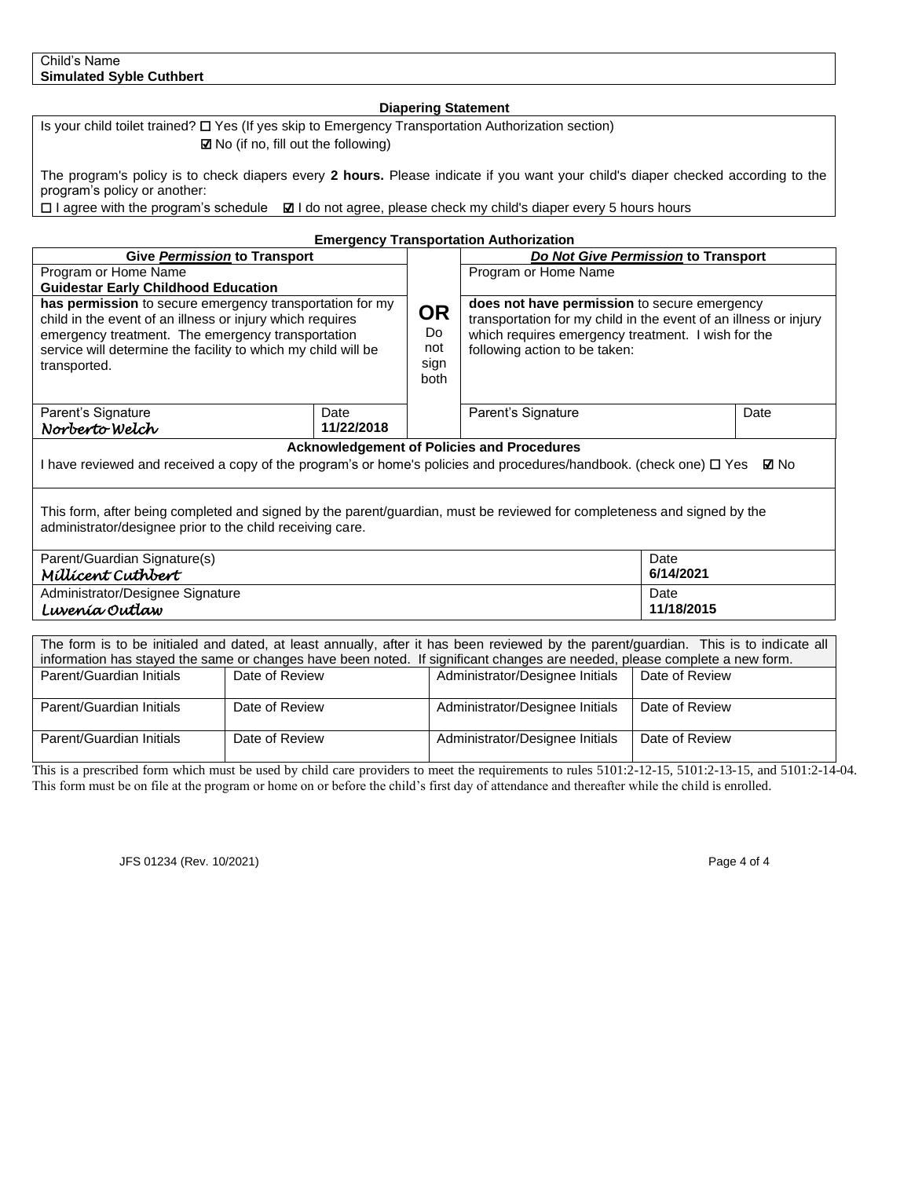| Child's Name |
|---|
| **Simulated Syble Cuthbert** |

### Diapering Statement

Is your child toilet trained? ☐ Yes (If yes skip to Emergency Transportation Authorization section)
☑ No (if no, fill out the following)

The program's policy is to check diapers every **2 hours.** Please indicate if you want your child's diaper checked according to the program's policy or another:

☐ I agree with the program's schedule ☑ I do not agree, please check my child's diaper every 5 hours hours

### Emergency Transportation Authorization

| **Give *Permission* to Transport** | | | ***Do Not Give Permission*** **to Transport** | |
|---|---|---|---|---|
| Program or Home Name<br>**Guidestar Early Childhood Education** | | **OR**<br>Do not sign both | Program or Home Name | |
| **has permission** to secure emergency transportation for my child in the event of an illness or injury which requires emergency treatment. The emergency transportation service will determine the facility to which my child will be transported. | | | **does not have permission** to secure emergency transportation for my child in the event of an illness or injury which requires emergency treatment. I wish for the following action to be taken: | |
| Parent's Signature<br>*Norberto Welch* | Date<br>**11/22/2018** | | Parent's Signature | Date |

### Acknowledgement of Policies and Procedures

I have reviewed and received a copy of the program's or home's policies and procedures/handbook. (check one) ☐ Yes ☑ No

This form, after being completed and signed by the parent/guardian, must be reviewed for completeness and signed by the administrator/designee prior to the child receiving care.

| | |
|---|---|
| Parent/Guardian Signature(s)<br>*Millicent Cuthbert* | Date<br>**6/14/2021** |
| Administrator/Designee Signature<br>*Luvenia Outlaw* | Date<br>**11/18/2015** |

The form is to be initialed and dated, at least annually, after it has been reviewed by the parent/guardian. This is to indicate all information has stayed the same or changes have been noted. If significant changes are needed, please complete a new form.

| | | | |
|---|---|---|---|
| Parent/Guardian Initials | Date of Review | Administrator/Designee Initials | Date of Review |
| Parent/Guardian Initials | Date of Review | Administrator/Designee Initials | Date of Review |
| Parent/Guardian Initials | Date of Review | Administrator/Designee Initials | Date of Review |

This is a prescribed form which must be used by child care providers to meet the requirements to rules 5101:2-12-15, 5101:2-13-15, and 5101:2-14-04. This form must be on file at the program or home on or before the child's first day of attendance and thereafter while the child is enrolled.

JFS 01234 (Rev. 10/2021)